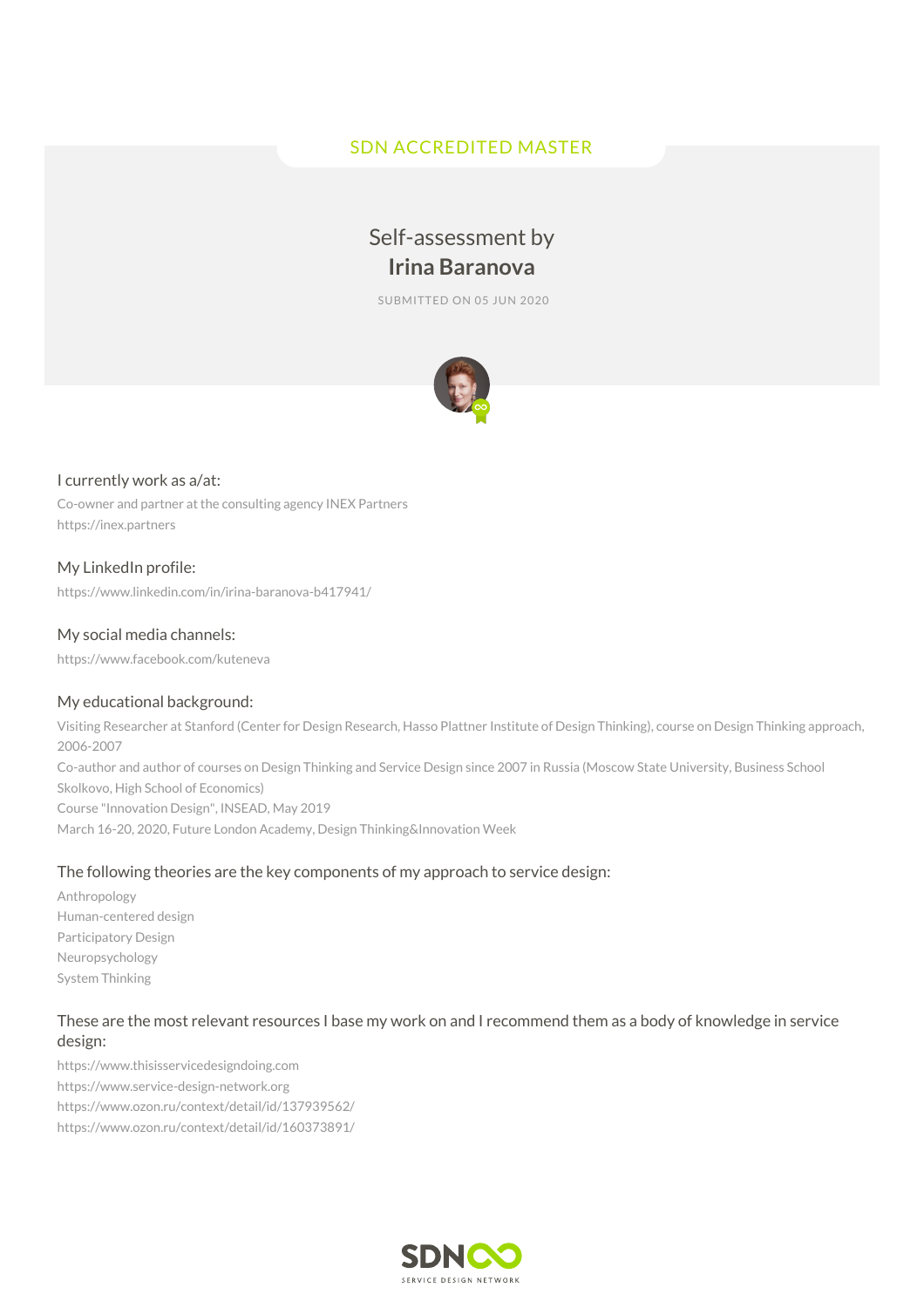SDN ACCREDITED MASTER

# Self-assessment by **Irina Baranova**

SUBMITTED ON 05 JUN 2020

### I currently work as a/at:

Co-owner and partner at the consulting agency INEX Partners
https://inex.partners

### My LinkedIn profile:

https://www.linkedin.com/in/irina-baranova-b417941/

### My social media channels:

https://www.facebook.com/kuteneva

### My educational background:

Visiting Researcher at Stanford (Center for Design Research, Hasso Plattner Institute of Design Thinking), course on Design Thinking approach, 2006-2007
Co-author and author of courses on Design Thinking and Service Design since 2007 in Russia (Moscow State University, Business School Skolkovo, High School of Economics)
Course "Innovation Design", INSEAD, May 2019
March 16-20, 2020, Future London Academy, Design Thinking&Innovation Week

### The following theories are the key components of my approach to service design:

Anthropology
Human-centered design
Participatory Design
Neuropsychology
System Thinking

### These are the most relevant resources I base my work on and I recommend them as a body of knowledge in service design:

https://www.thisisservicedesigndoing.com
https://www.service-design-network.org
https://www.ozon.ru/context/detail/id/137939562/
https://www.ozon.ru/context/detail/id/160373891/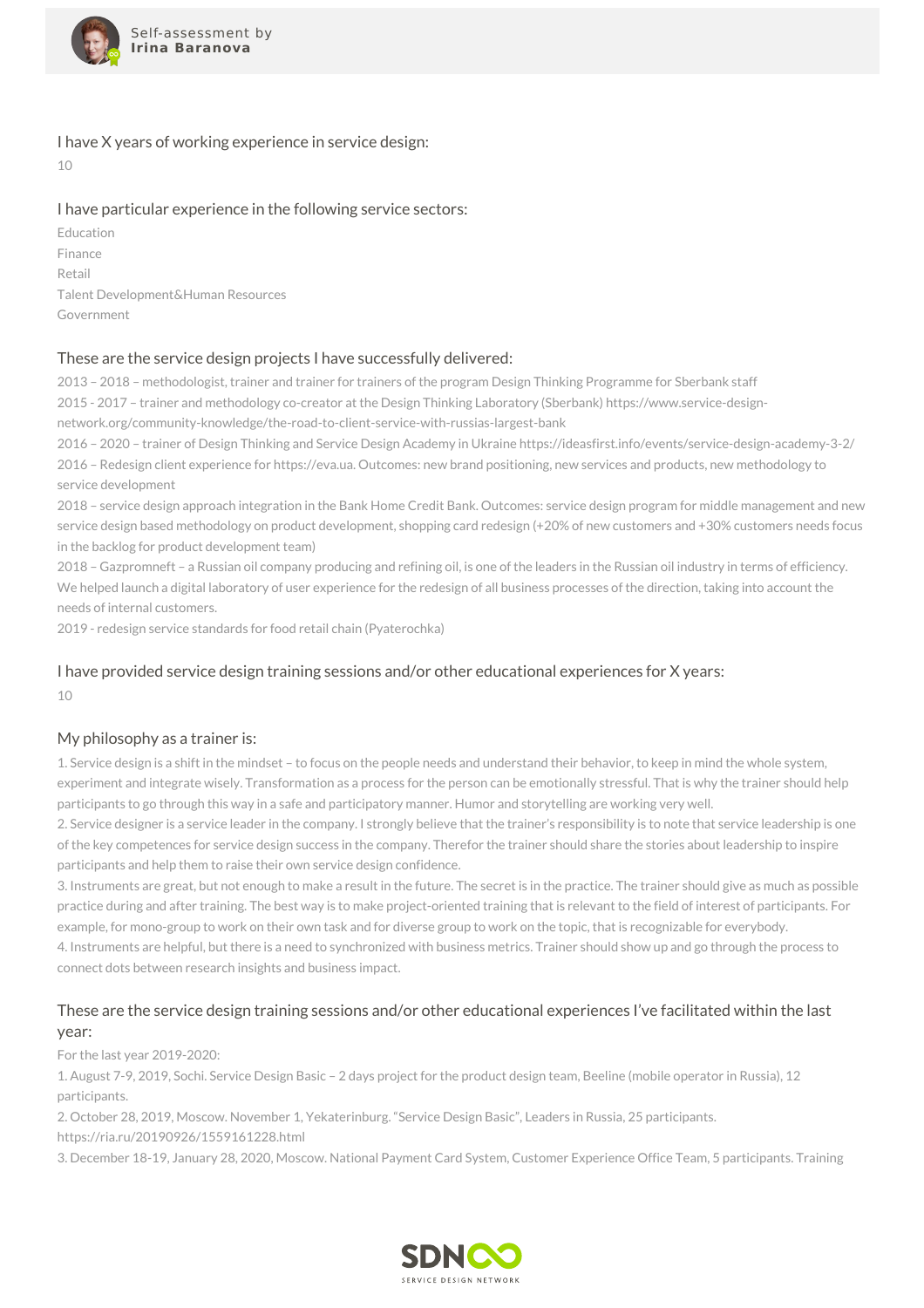Self-assessment by **Irina Baranova**

### I have X years of working experience in service design:

10

### I have particular experience in the following service sectors:

Education
Finance
Retail
Talent Development&Human Resources
Government

### These are the service design projects I have successfully delivered:

2013 – 2018 – methodologist, trainer and trainer for trainers of the program Design Thinking Programme for Sberbank staff
2015 - 2017 – trainer and methodology co-creator at the Design Thinking Laboratory (Sberbank) https://www.service-design-network.org/community-knowledge/the-road-to-client-service-with-russias-largest-bank
2016 – 2020 – trainer of Design Thinking and Service Design Academy in Ukraine https://ideasfirst.info/events/service-design-academy-3-2/
2016 – Redesign client experience for https://eva.ua. Outcomes: new brand positioning, new services and products, new methodology to service development
2018 – service design approach integration in the Bank Home Credit Bank. Outcomes: service design program for middle management and new service design based methodology on product development, shopping card redesign (+20% of new customers and +30% customers needs focus in the backlog for product development team)
2018 – Gazpromneft – a Russian oil company producing and refining oil, is one of the leaders in the Russian oil industry in terms of efficiency. We helped launch a digital laboratory of user experience for the redesign of all business processes of the direction, taking into account the needs of internal customers.
2019 - redesign service standards for food retail chain (Pyaterochka)

### I have provided service design training sessions and/or other educational experiences for X years:

10

### My philosophy as a trainer is:

1. Service design is a shift in the mindset – to focus on the people needs and understand their behavior, to keep in mind the whole system, experiment and integrate wisely. Transformation as a process for the person can be emotionally stressful. That is why the trainer should help participants to go through this way in a safe and participatory manner. Humor and storytelling are working very well.
2. Service designer is a service leader in the company. I strongly believe that the trainer's responsibility is to note that service leadership is one of the key competences for service design success in the company. Therefor the trainer should share the stories about leadership to inspire participants and help them to raise their own service design confidence.
3. Instruments are great, but not enough to make a result in the future. The secret is in the practice. The trainer should give as much as possible practice during and after training. The best way is to make project-oriented training that is relevant to the field of interest of participants. For example, for mono-group to work on their own task and for diverse group to work on the topic, that is recognizable for everybody.
4. Instruments are helpful, but there is a need to synchronized with business metrics. Trainer should show up and go through the process to connect dots between research insights and business impact.

### These are the service design training sessions and/or other educational experiences I've facilitated within the last year:

For the last year 2019-2020:

1. August 7-9, 2019, Sochi. Service Design Basic – 2 days project for the product design team, Beeline (mobile operator in Russia), 12 participants.
2. October 28, 2019, Moscow. November 1, Yekaterinburg. "Service Design Basic", Leaders in Russia, 25 participants. https://ria.ru/20190926/1559161228.html
3. December 18-19, January 28, 2020, Moscow. National Payment Card System, Customer Experience Office Team, 5 participants. Training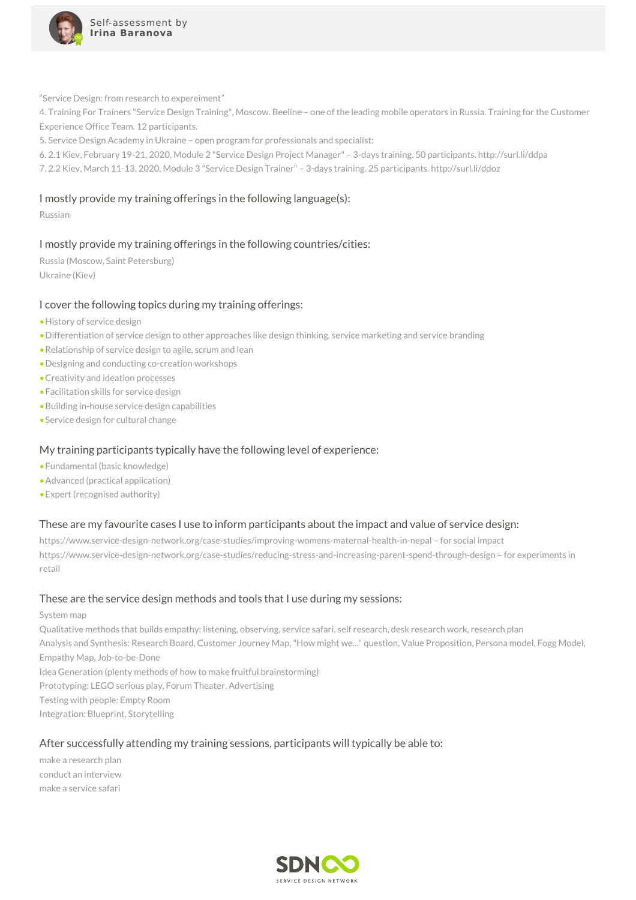"Service Design: from research to expereiment"

4. Training For Trainers "Service Design Training", Moscow. Beeline – one of the leading mobile operators in Russia. Training for the Customer Experience Office Team. 12 participants.

5. Service Design Academy in Ukraine – open program for professionals and specialist:

6. 2.1 Kiev, February 19-21, 2020, Module 2 "Service Design Project Manager" – 3-days training. 50 participants. http://surl.li/ddpa

7. 2.2 Kiev, March 11-13, 2020, Module 3 "Service Design Trainer" – 3-days training. 25 participants. http://surl.li/ddoz

### I mostly provide my training offerings in the following language(s):

Russian

### I mostly provide my training offerings in the following countries/cities:

Russia (Moscow, Saint Petersburg)
Ukraine (Kiev)

### I cover the following topics during my training offerings:

- History of service design
- Differentiation of service design to other approaches like design thinking, service marketing and service branding
- Relationship of service design to agile, scrum and lean
- Designing and conducting co-creation workshops
- Creativity and ideation processes
- Facilitation skills for service design
- Building in-house service design capabilities
- Service design for cultural change

### My training participants typically have the following level of experience:

- Fundamental (basic knowledge)
- Advanced (practical application)
- Expert (recognised authority)

### These are my favourite cases I use to inform participants about the impact and value of service design:

https://www.service-design-network.org/case-studies/improving-womens-maternal-health-in-nepal – for social impact
https://www.service-design-network.org/case-studies/reducing-stress-and-increasing-parent-spend-through-design – for experiments in retail

### These are the service design methods and tools that I use during my sessions:

System map
Qualitative methods that builds empathy: listening, observing, service safari, self research, desk research work, research plan
Analysis and Synthesis: Research Board, Customer Journey Map, "How might we..." question, Value Proposition, Persona model, Fogg Model, Empathy Map, Job-to-be-Done
Idea Generation (plenty methods of how to make fruitful brainstorming)
Prototyping: LEGO serious play, Forum Theater, Advertising
Testing with people: Empty Room
Integration: Blueprint, Storytelling

### After successfully attending my training sessions, participants will typically be able to:

make a research plan
conduct an interview
make a service safari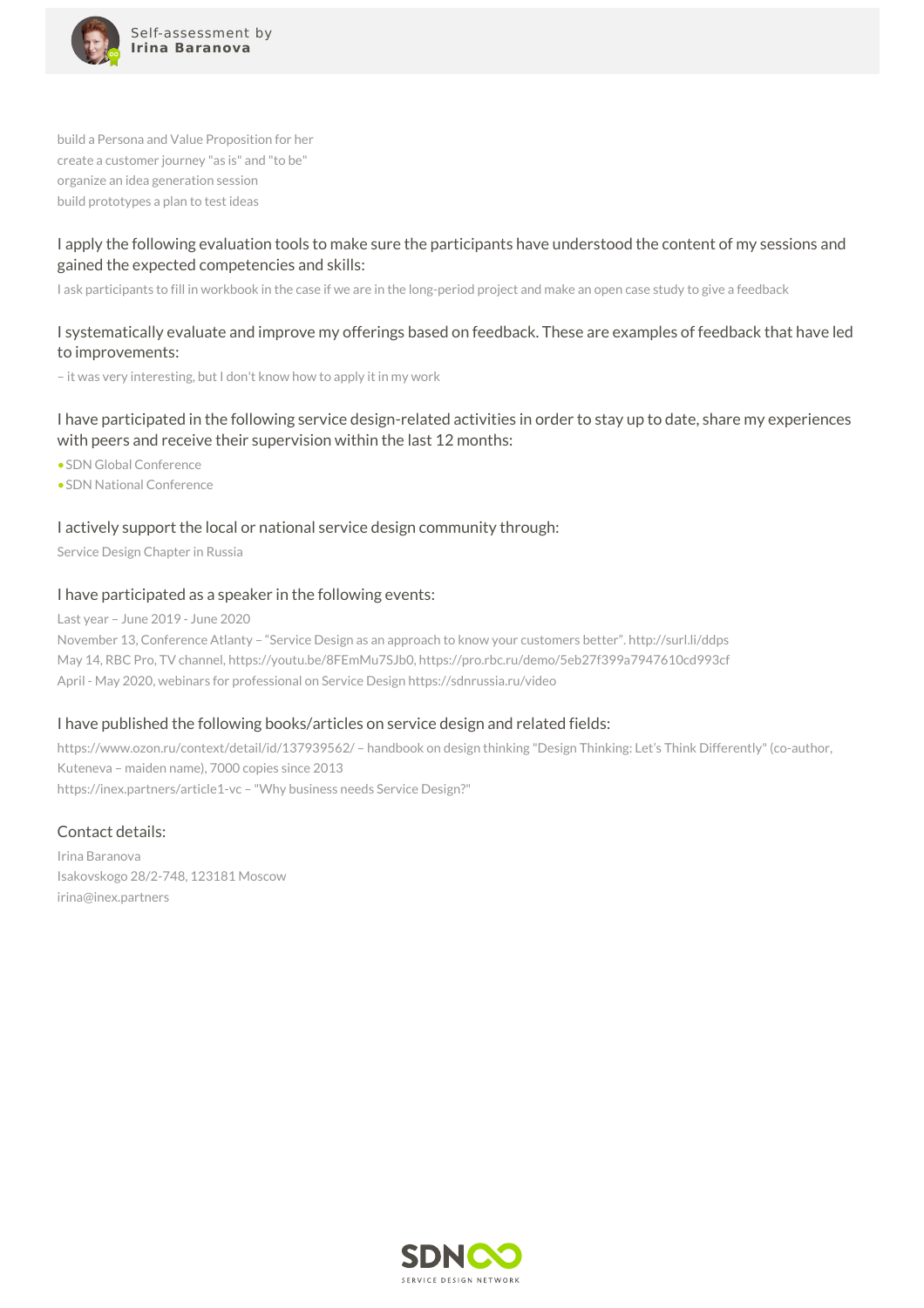build a Persona and Value Proposition for her
create a customer journey "as is" and "to be"
organize an idea generation session
build prototypes a plan to test ideas

### I apply the following evaluation tools to make sure the participants have understood the content of my sessions and gained the expected competencies and skills:

I ask participants to fill in workbook in the case if we are in the long-period project and make an open case study to give a feedback

### I systematically evaluate and improve my offerings based on feedback. These are examples of feedback that have led to improvements:

– it was very interesting, but I don't know how to apply it in my work

### I have participated in the following service design-related activities in order to stay up to date, share my experiences with peers and receive their supervision within the last 12 months:

- SDN Global Conference
- SDN National Conference

### I actively support the local or national service design community through:

Service Design Chapter in Russia

### I have participated as a speaker in the following events:

Last year – June 2019 - June 2020
November 13, Conference Atlanty – "Service Design as an approach to know your customers better". http://surl.li/ddps
May 14, RBC Pro, TV channel, https://youtu.be/8FEmMu7SJb0, https://pro.rbc.ru/demo/5eb27f399a7947610cd993cf
April - May 2020, webinars for professional on Service Design https://sdnrussia.ru/video

### I have published the following books/articles on service design and related fields:

https://www.ozon.ru/context/detail/id/137939562/ – handbook on design thinking "Design Thinking: Let's Think Differently" (co-author, Kuteneva – maiden name), 7000 copies since 2013
https://inex.partners/article1-vc – "Why business needs Service Design?"

### Contact details:

Irina Baranova
Isakovskogo 28/2-748, 123181 Moscow
irina@inex.partners